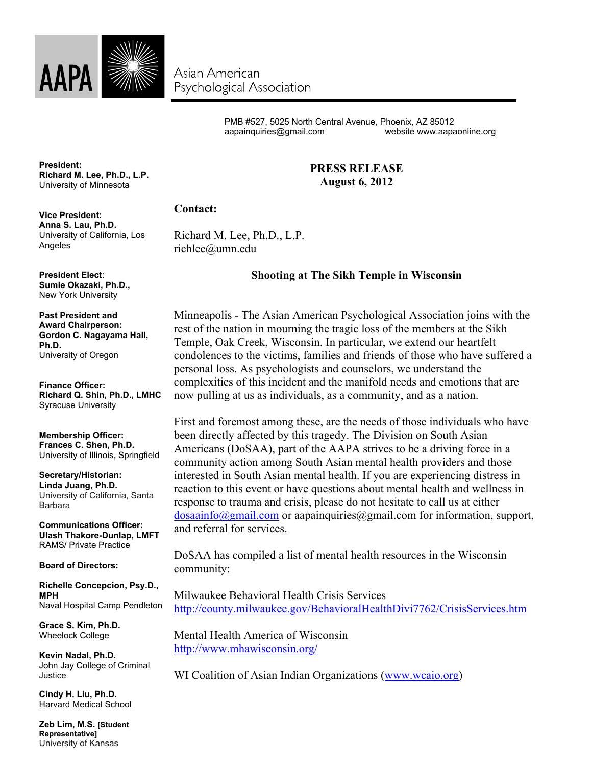AAPA

Asian American Psychological Association

PMB #527, 5025 North Central Avenue, Phoenix, AZ 85012
aapainquiries@gmail.com website www.aapaonline.org

**President:**
**Richard M. Lee, Ph.D., L.P.**
University of Minnesota

**Vice President:**
**Anna S. Lau, Ph.D.**
University of California, Los Angeles

**President Elect:**
**Sumie Okazaki, Ph.D.,**
New York University

**Past President and Award Chairperson:**
**Gordon C. Nagayama Hall, Ph.D.**
University of Oregon

**Finance Officer:**
**Richard Q. Shin, Ph.D., LMHC**
Syracuse University

**Membership Officer:**
**Frances C. Shen, Ph.D.**
University of Illinois, Springfield

**Secretary/Historian:**
**Linda Juang, Ph.D.**
University of California, Santa Barbara

**Communications Officer:**
**Ulash Thakore-Dunlap, LMFT**
RAMS/ Private Practice

**Board of Directors:**

**Richelle Concepcion, Psy.D., MPH**
Naval Hospital Camp Pendleton

**Grace S. Kim, Ph.D.**
Wheelock College

**Kevin Nadal, Ph.D.**
John Jay College of Criminal Justice

**Cindy H. Liu, Ph.D.**
Harvard Medical School

**Zeb Lim, M.S. [Student Representative]**
University of Kansas

**PRESS RELEASE**
**August 6, 2012**

**Contact:**

Richard M. Lee, Ph.D., L.P.
richlee@umn.edu

## Shooting at The Sikh Temple in Wisconsin

Minneapolis - The Asian American Psychological Association joins with the rest of the nation in mourning the tragic loss of the members at the Sikh Temple, Oak Creek, Wisconsin. In particular, we extend our heartfelt condolences to the victims, families and friends of those who have suffered a personal loss. As psychologists and counselors, we understand the complexities of this incident and the manifold needs and emotions that are now pulling at us as individuals, as a community, and as a nation.

First and foremost among these, are the needs of those individuals who have been directly affected by this tragedy. The Division on South Asian Americans (DoSAA), part of the AAPA strives to be a driving force in a community action among South Asian mental health providers and those interested in South Asian mental health. If you are experiencing distress in reaction to this event or have questions about mental health and wellness in response to trauma and crisis, please do not hesitate to call us at either dosaainfo@gmail.com or aapainquiries@gmail.com for information, support, and referral for services.

DoSAA has compiled a list of mental health resources in the Wisconsin community:

Milwaukee Behavioral Health Crisis Services
http://county.milwaukee.gov/BehavioralHealthDivi7762/CrisisServices.htm

Mental Health America of Wisconsin
http://www.mhawisconsin.org/

WI Coalition of Asian Indian Organizations (www.wcaio.org)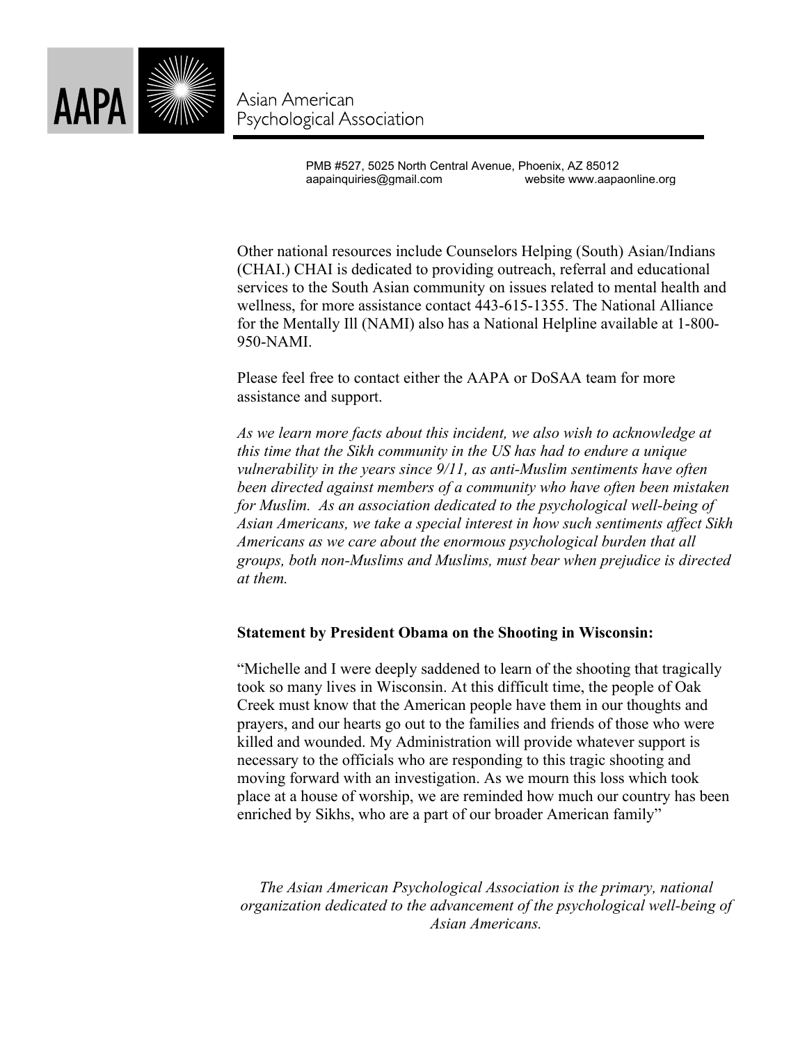Asian American Psychological Association

PMB #527, 5025 North Central Avenue, Phoenix, AZ 85012
aapainquiries@gmail.com website www.aapaonline.org

Other national resources include Counselors Helping (South) Asian/Indians (CHAI.) CHAI is dedicated to providing outreach, referral and educational services to the South Asian community on issues related to mental health and wellness, for more assistance contact 443-615-1355. The National Alliance for the Mentally Ill (NAMI) also has a National Helpline available at 1-800-950-NAMI.

Please feel free to contact either the AAPA or DoSAA team for more assistance and support.

*As we learn more facts about this incident, we also wish to acknowledge at this time that the Sikh community in the US has had to endure a unique vulnerability in the years since 9/11, as anti-Muslim sentiments have often been directed against members of a community who have often been mistaken for Muslim. As an association dedicated to the psychological well-being of Asian Americans, we take a special interest in how such sentiments affect Sikh Americans as we care about the enormous psychological burden that all groups, both non-Muslims and Muslims, must bear when prejudice is directed at them.*

**Statement by President Obama on the Shooting in Wisconsin:**

"Michelle and I were deeply saddened to learn of the shooting that tragically took so many lives in Wisconsin. At this difficult time, the people of Oak Creek must know that the American people have them in our thoughts and prayers, and our hearts go out to the families and friends of those who were killed and wounded. My Administration will provide whatever support is necessary to the officials who are responding to this tragic shooting and moving forward with an investigation. As we mourn this loss which took place at a house of worship, we are reminded how much our country has been enriched by Sikhs, who are a part of our broader American family"

*The Asian American Psychological Association is the primary, national organization dedicated to the advancement of the psychological well-being of Asian Americans.*